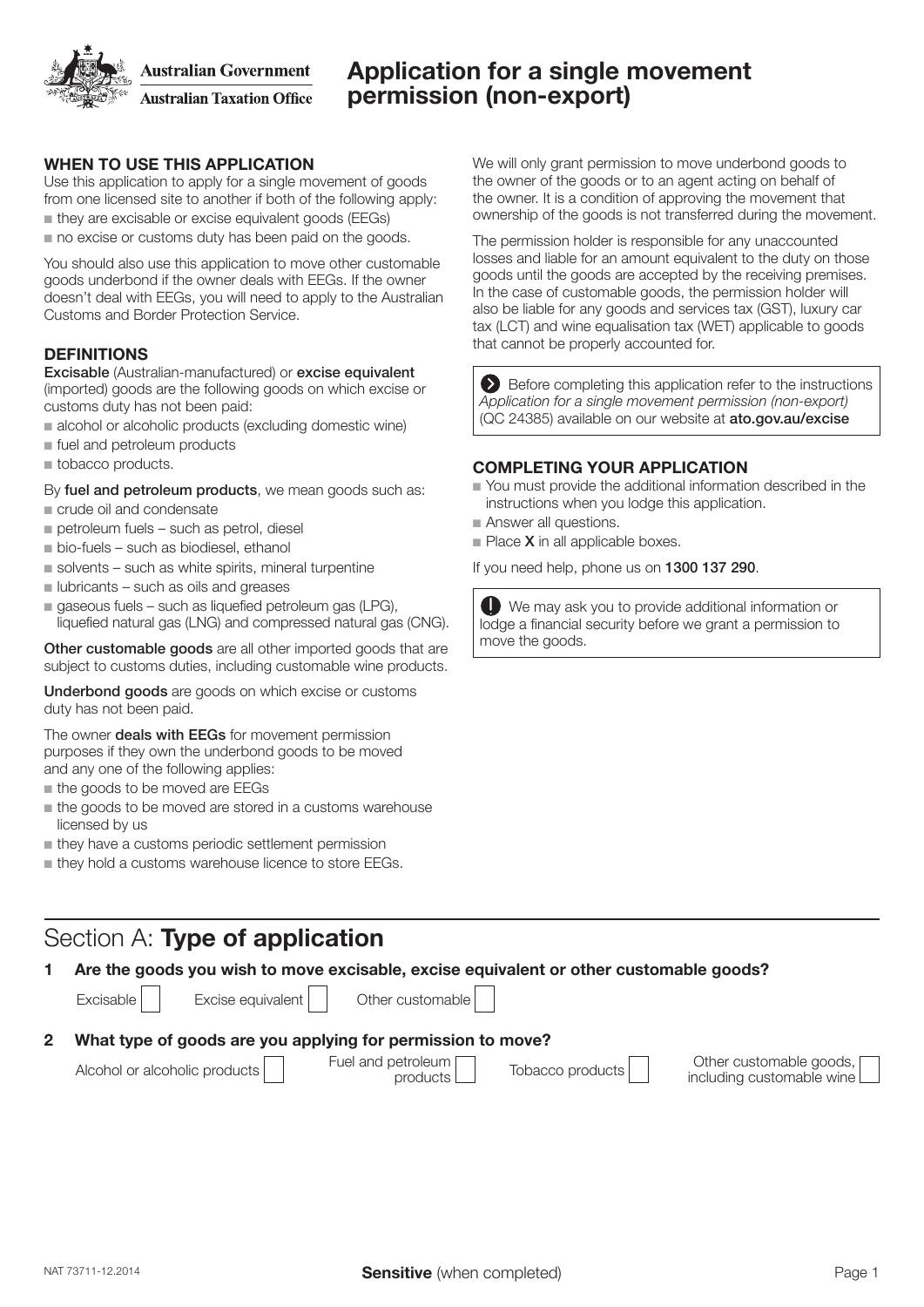Australian Government
Australian Taxation Office

# Application for a single movement permission (non-export)

### WHEN TO USE THIS APPLICATION

Use this application to apply for a single movement of goods from one licensed site to another if both of the following apply:

- they are excisable or excise equivalent goods (EEGs)
- no excise or customs duty has been paid on the goods.

You should also use this application to move other customable goods underbond if the owner deals with EEGs. If the owner doesn't deal with EEGs, you will need to apply to the Australian Customs and Border Protection Service.

### DEFINITIONS

**Excisable** (Australian-manufactured) or **excise equivalent** (imported) goods are the following goods on which excise or customs duty has not been paid:

- alcohol or alcoholic products (excluding domestic wine)
- fuel and petroleum products
- tobacco products.

By **fuel and petroleum products**, we mean goods such as:

- crude oil and condensate
- petroleum fuels – such as petrol, diesel
- bio-fuels – such as biodiesel, ethanol
- solvents – such as white spirits, mineral turpentine
- lubricants – such as oils and greases
- gaseous fuels – such as liquefied petroleum gas (LPG), liquefied natural gas (LNG) and compressed natural gas (CNG).

**Other customable goods** are all other imported goods that are subject to customs duties, including customable wine products.

**Underbond goods** are goods on which excise or customs duty has not been paid.

The owner **deals with EEGs** for movement permission purposes if they own the underbond goods to be moved and any one of the following applies:

- the goods to be moved are EEGs
- the goods to be moved are stored in a customs warehouse licensed by us
- they have a customs periodic settlement permission
- they hold a customs warehouse licence to store EEGs.

We will only grant permission to move underbond goods to the owner of the goods or to an agent acting on behalf of the owner. It is a condition of approving the movement that ownership of the goods is not transferred during the movement.

The permission holder is responsible for any unaccounted losses and liable for an amount equivalent to the duty on those goods until the goods are accepted by the receiving premises. In the case of customable goods, the permission holder will also be liable for any goods and services tax (GST), luxury car tax (LCT) and wine equalisation tax (WET) applicable to goods that cannot be properly accounted for.

> Before completing this application refer to the instructions *Application for a single movement permission (non-export)* (QC 24385) available on our website at **ato.gov.au/excise**

### COMPLETING YOUR APPLICATION

- You must provide the additional information described in the instructions when you lodge this application.
- Answer all questions.
- Place **X** in all applicable boxes.

If you need help, phone us on **1300 137 290**.

> We may ask you to provide additional information or lodge a financial security before we grant a permission to move the goods.

## Section A: **Type of application**

**1 Are the goods you wish to move excisable, excise equivalent or other customable goods?**

Excisable [ ] Excise equivalent [ ] Other customable [ ]

**2 What type of goods are you applying for permission to move?**

Alcohol or alcoholic products [ ] Fuel and petroleum products [ ] Tobacco products [ ] Other customable goods, including customable wine [ ]

NAT 73711-12.2014

**Sensitive** (when completed)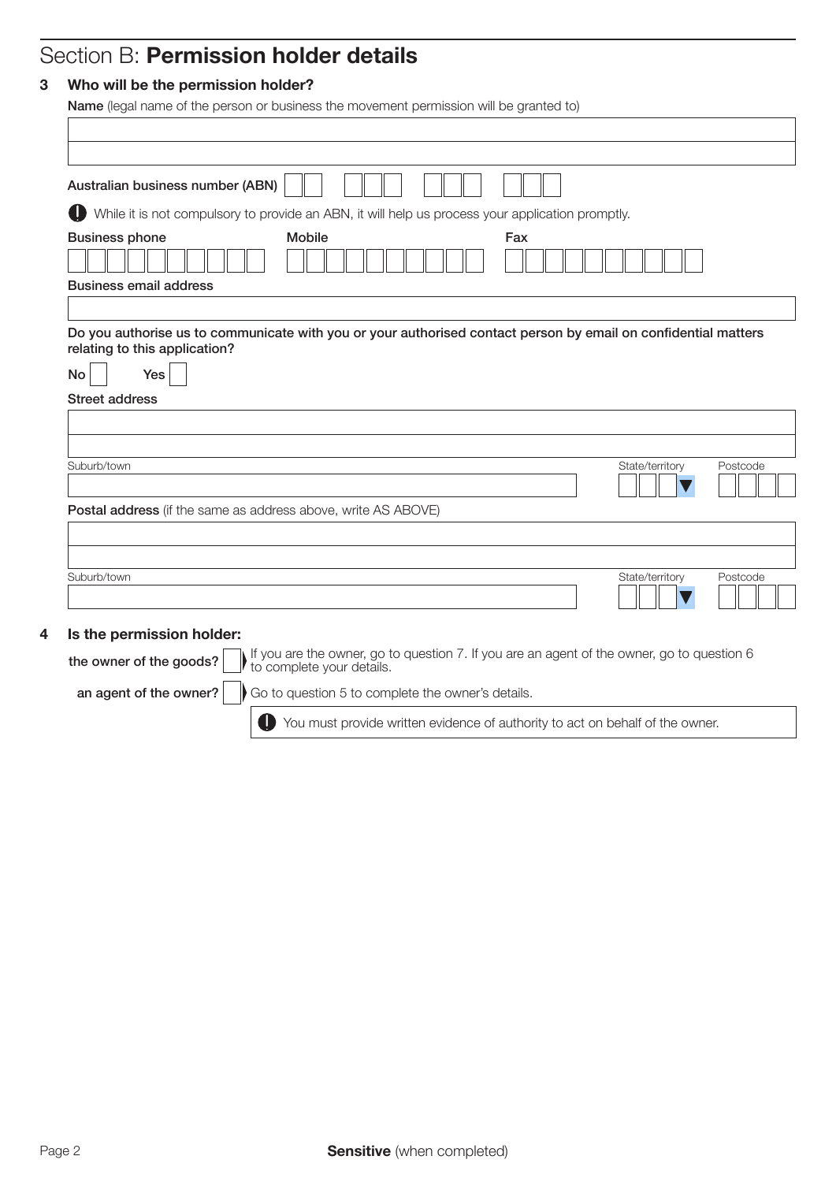## Section B: **Permission holder details**

**3 Who will be the permission holder?**

**Name** (legal name of the person or business the movement permission will be granted to)

**Australian business number (ABN)**

While it is not compulsory to provide an ABN, it will help us process your application promptly.

**Business phone**

**Mobile**

**Fax**

**Business email address**

**Do you authorise us to communicate with you or your authorised contact person by email on confidential matters relating to this application?**

No ☐ Yes ☐

**Street address**

Suburb/town

State/territory

Postcode

**Postal address** (if the same as address above, write AS ABOVE)

Suburb/town

State/territory

Postcode

**4 Is the permission holder:**

**the owner of the goods?** ☐ If you are the owner, go to question 7. If you are an agent of the owner, go to question 6 to complete your details.

**an agent of the owner?** ☐ Go to question 5 to complete the owner's details.

You must provide written evidence of authority to act on behalf of the owner.

**Sensitive** (when completed)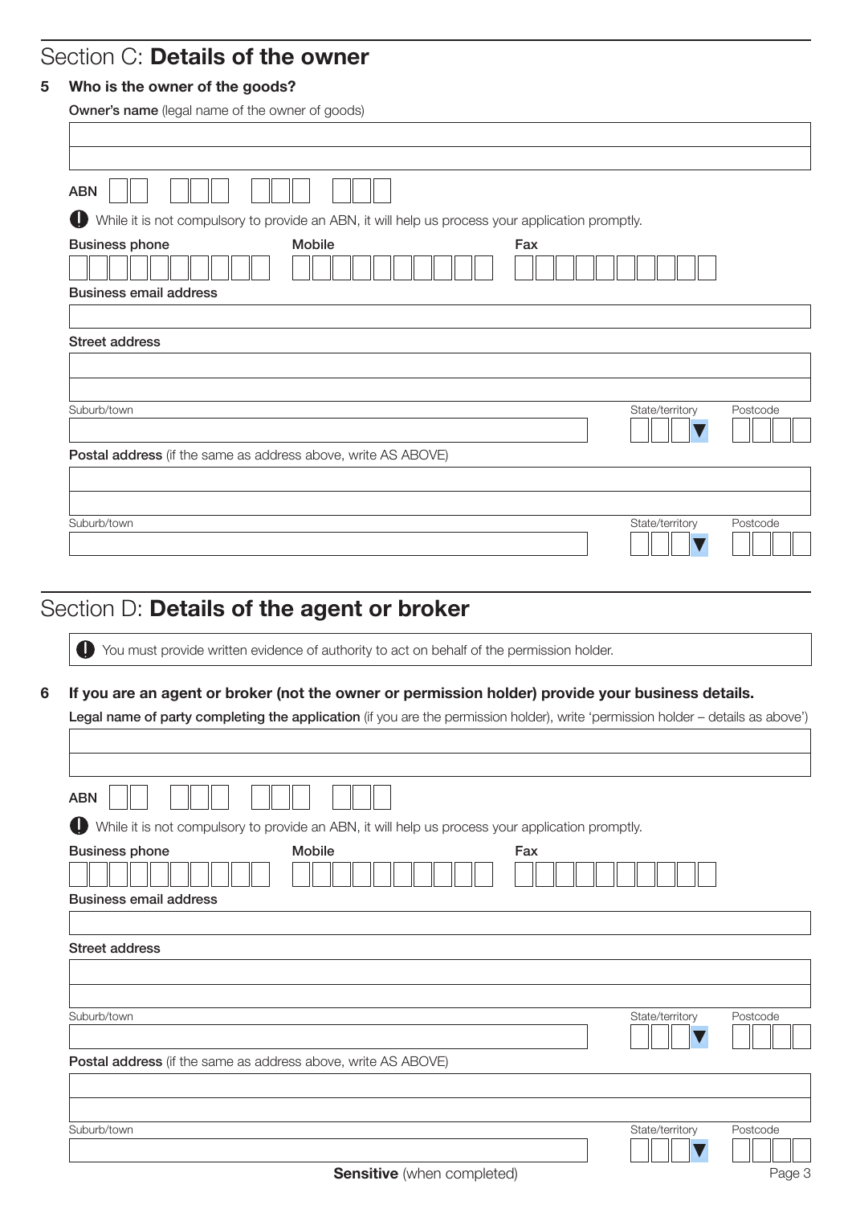## Section C: **Details of the owner**

**5 Who is the owner of the goods?**

**Owner's name** (legal name of the owner of goods)

ABN

While it is not compulsory to provide an ABN, it will help us process your application promptly.

**Business phone** **Mobile** **Fax**

**Business email address**

**Street address**

Suburb/town State/territory Postcode

**Postal address** (if the same as address above, write AS ABOVE)

Suburb/town State/territory Postcode

## Section D: **Details of the agent or broker**

You must provide written evidence of authority to act on behalf of the permission holder.

**6 If you are an agent or broker (not the owner or permission holder) provide your business details.**

**Legal name of party completing the application** (if you are the permission holder), write 'permission holder – details as above')

ABN

While it is not compulsory to provide an ABN, it will help us process your application promptly.

**Business phone** **Mobile** **Fax**

**Business email address**

**Street address**

Suburb/town State/territory Postcode

**Postal address** (if the same as address above, write AS ABOVE)

Suburb/town State/territory Postcode

**Sensitive** (when completed)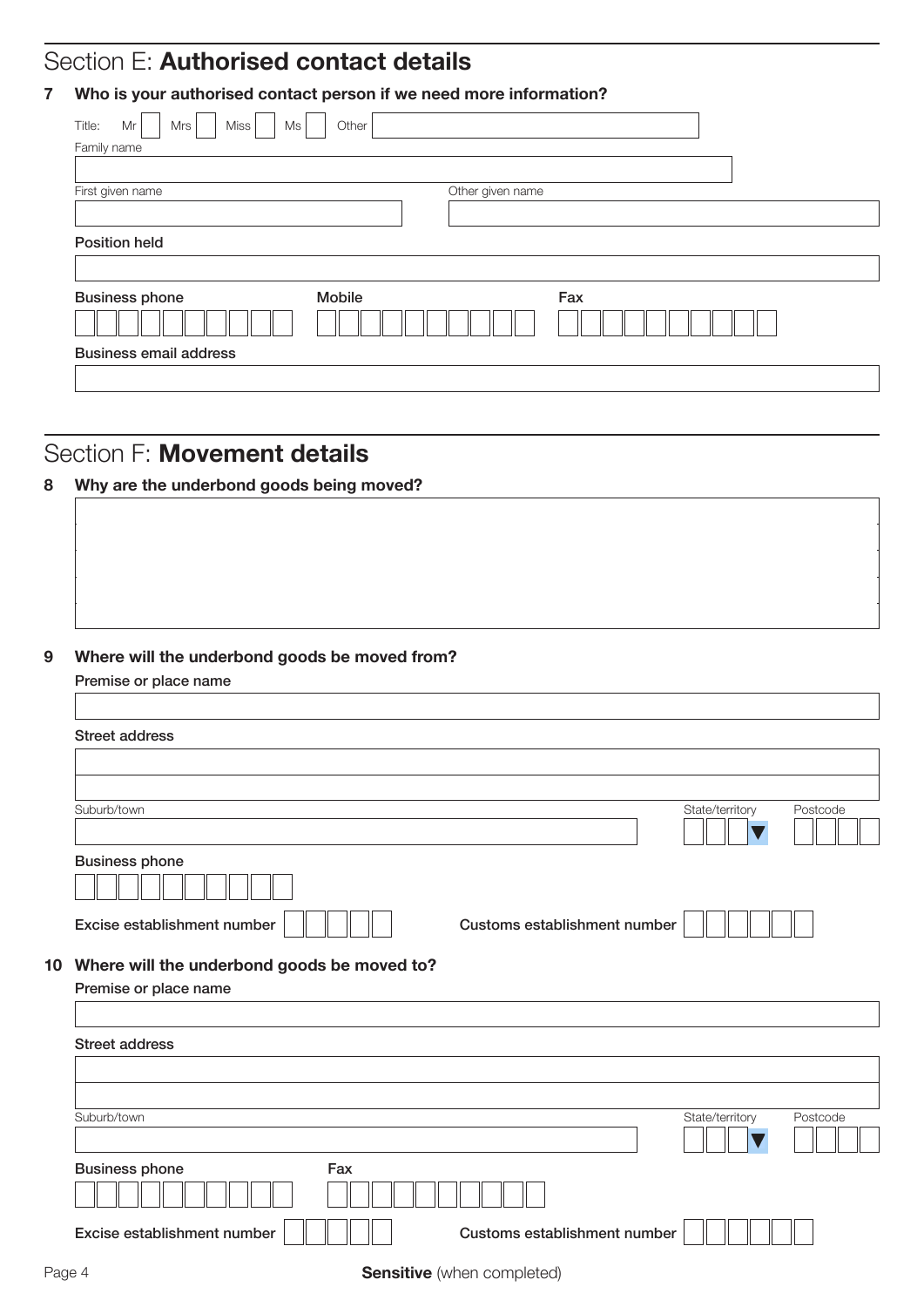## Section E: **Authorised contact details**

**7 Who is your authorised contact person if we need more information?**

Title: Mr ☐ Mrs ☐ Miss ☐ Ms ☐ Other

Family name

First given name

Other given name

**Position held**

**Business phone**

**Mobile**

**Fax**

**Business email address**

## Section F: **Movement details**

**8 Why are the underbond goods being moved?**

**9 Where will the underbond goods be moved from?**

Premise or place name

Street address

Suburb/town

State/territory

Postcode

Business phone

Excise establishment number

Customs establishment number

**10 Where will the underbond goods be moved to?**

Premise or place name

Street address

Suburb/town

State/territory

Postcode

Business phone

Fax

Excise establishment number

Customs establishment number

**Sensitive** (when completed)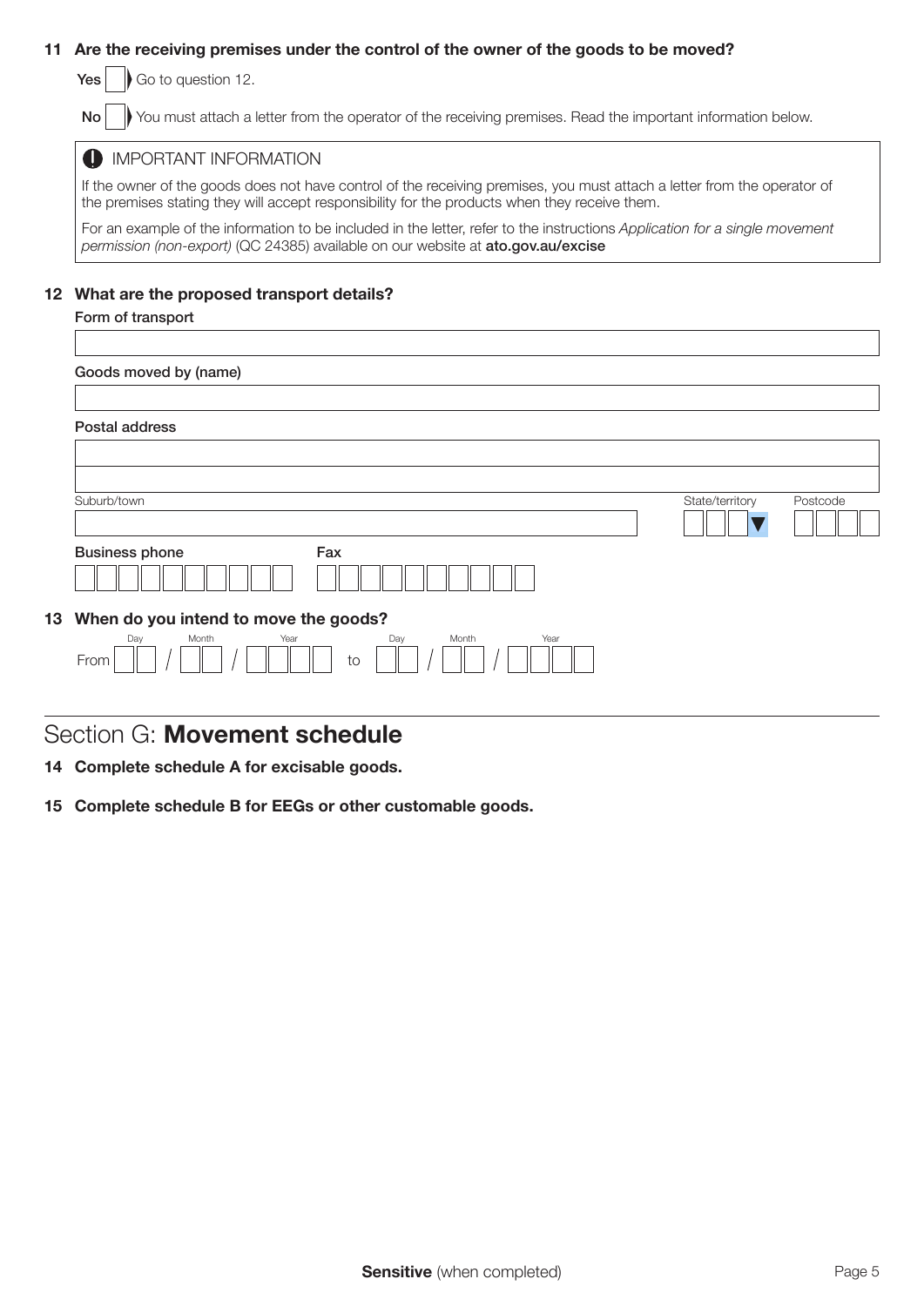**11 Are the receiving premises under the control of the owner of the goods to be moved?**

**Yes** ☐ Go to question 12.

**No** ☐ You must attach a letter from the operator of the receiving premises. Read the important information below.

> **IMPORTANT INFORMATION**
>
> If the owner of the goods does not have control of the receiving premises, you must attach a letter from the operator of the premises stating they will accept responsibility for the products when they receive them.
>
> For an example of the information to be included in the letter, refer to the instructions *Application for a single movement permission (non-export)* (QC 24385) available on our website at **ato.gov.au/excise**

**12 What are the proposed transport details?**

**Form of transport**

**Goods moved by (name)**

**Postal address**

Suburb/town | State/territory | Postcode

**Business phone** | **Fax**

**13 When do you intend to move the goods?**

From Day / Month / Year to Day / Month / Year

## Section G: **Movement schedule**

**14 Complete schedule A for excisable goods.**

**15 Complete schedule B for EEGs or other customable goods.**

**Sensitive** (when completed)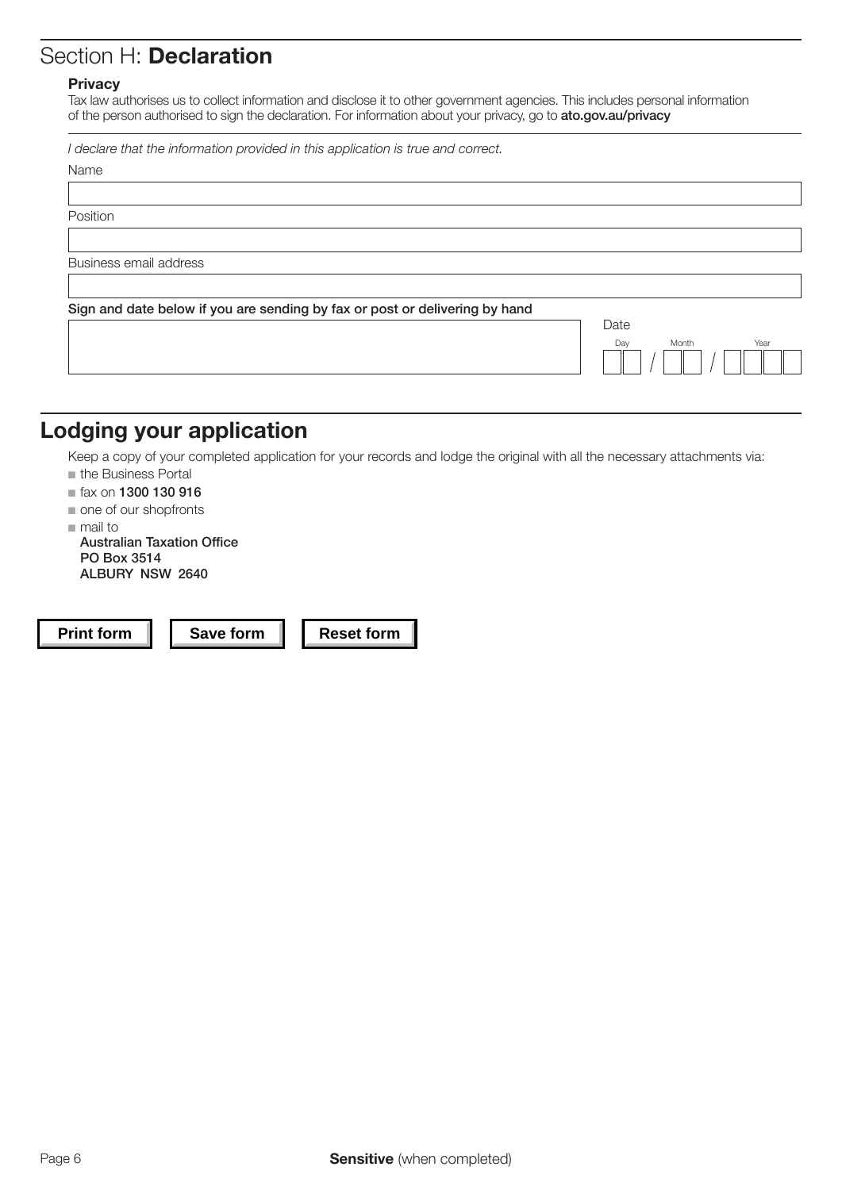## Section H: **Declaration**

**Privacy**

Tax law authorises us to collect information and disclose it to other government agencies. This includes personal information of the person authorised to sign the declaration. For information about your privacy, go to **ato.gov.au/privacy**

*I declare that the information provided in this application is true and correct.*

Name

Position

Business email address

**Sign and date below if you are sending by fax or post or delivering by hand**

Date

Day / Month / Year

## Lodging your application

Keep a copy of your completed application for your records and lodge the original with all the necessary attachments via:

- the Business Portal
- fax on **1300 130 916**
- one of our shopfronts
- mail to
  **Australian Taxation Office**
  **PO Box 3514**
  **ALBURY NSW 2640**

**Print form** **Save form** **Reset form**

**Sensitive** (when completed)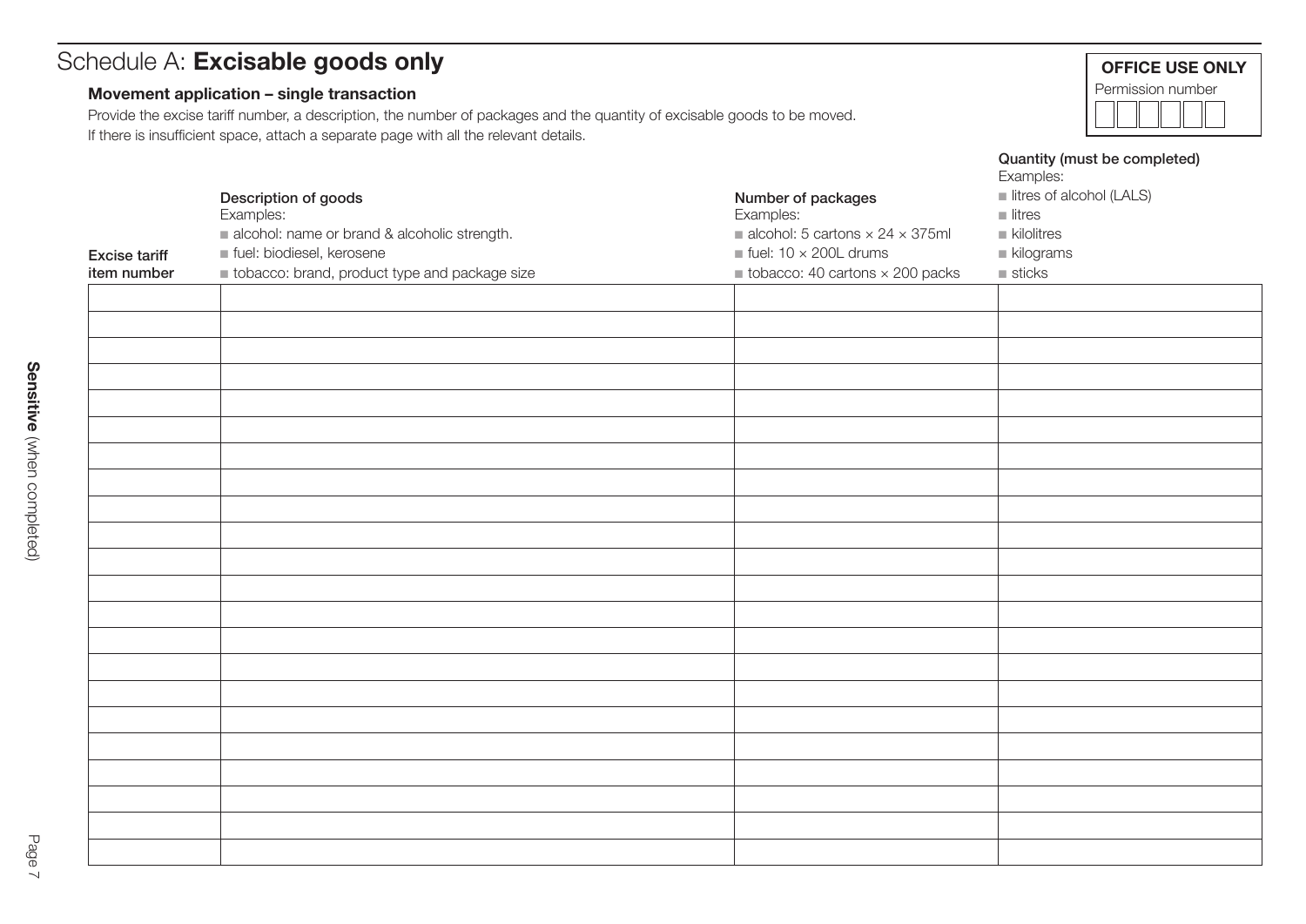# Schedule A: **Excisable goods only**

**OFFICE USE ONLY**

Permission number

| | | | | | |
|---|---|---|---|---|---|
| | | | | | |

**Movement application – single transaction**

Provide the excise tariff number, a description, the number of packages and the quantity of excisable goods to be moved.
If there is insufficient space, attach a separate page with all the relevant details.

| Excise tariff item number | Description of goods<br>Examples:<br>■ alcohol: name or brand & alcoholic strength.<br>■ fuel: biodiesel, kerosene<br>■ tobacco: brand, product type and package size | Number of packages<br>Examples:<br>■ alcohol: 5 cartons × 24 × 375ml<br>■ fuel: 10 × 200L drums<br>■ tobacco: 40 cartons × 200 packs | Quantity (must be completed)<br>Examples:<br>■ litres of alcohol (LALS)<br>■ litres<br>■ kilolitres<br>■ kilograms<br>■ sticks |
|---|---|---|---|
| | | | |
| | | | |
| | | | |
| | | | |
| | | | |
| | | | |
| | | | |
| | | | |
| | | | |
| | | | |
| | | | |
| | | | |
| | | | |
| | | | |
| | | | |
| | | | |
| | | | |
| | | | |
| | | | |
| | | | |
| | | | |
| | | | |

**Sensitive** (when completed)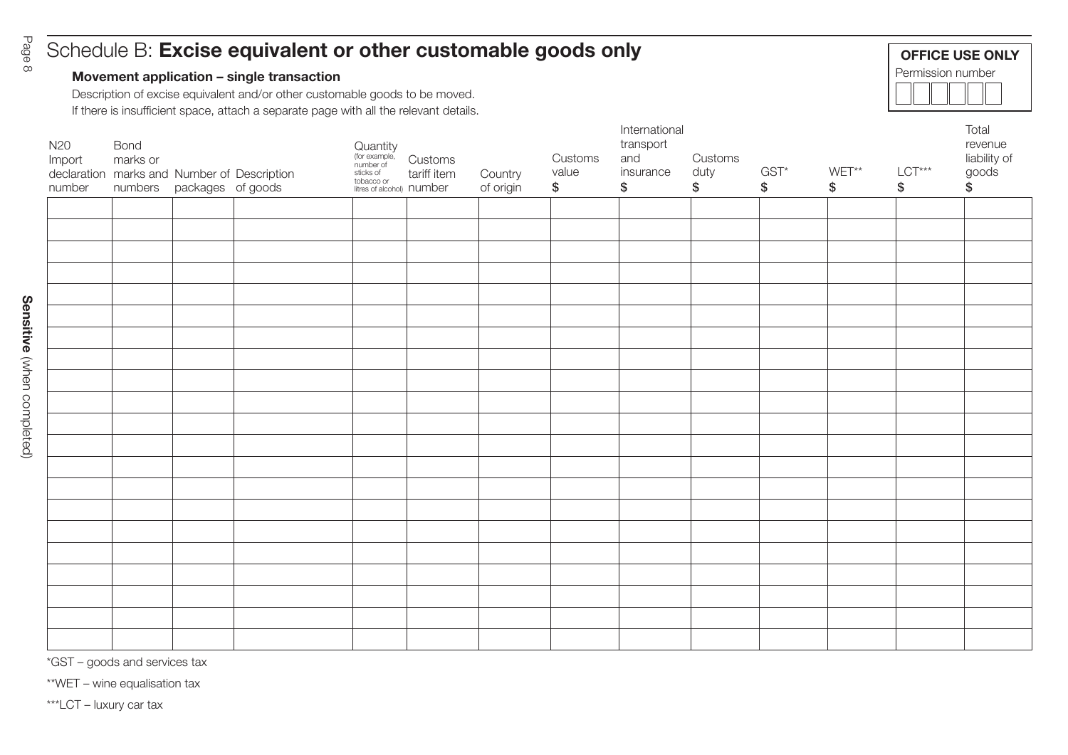# Schedule B: **Excise equivalent or other customable goods only**

**OFFICE USE ONLY**
Permission number

| | | | | | |
|---|---|---|---|---|---|
| | | | | | |

**Movement application – single transaction**

Description of excise equivalent and/or other customable goods to be moved.

If there is insufficient space, attach a separate page with all the relevant details.

| N20 Import declaration number | Bond marks or marks and numbers | Number of packages | Description of goods | Quantity (for example, number of sticks of tobacco or litres of alcohol) | Customs tariff item number | Country of origin | Customs value $ | International transport and insurance $ | Customs duty $ | GST* $ | WET** $ | LCT*** $ | Total revenue liability of goods $ |
|---|---|---|---|---|---|---|---|---|---|---|---|---|---|
| | | | | | | | | | | | | | |
| | | | | | | | | | | | | | |
| | | | | | | | | | | | | | |
| | | | | | | | | | | | | | |
| | | | | | | | | | | | | | |
| | | | | | | | | | | | | | |
| | | | | | | | | | | | | | |
| | | | | | | | | | | | | | |
| | | | | | | | | | | | | | |
| | | | | | | | | | | | | | |
| | | | | | | | | | | | | | |
| | | | | | | | | | | | | | |
| | | | | | | | | | | | | | |
| | | | | | | | | | | | | | |
| | | | | | | | | | | | | | |
| | | | | | | | | | | | | | |
| | | | | | | | | | | | | | |
| | | | | | | | | | | | | | |
| | | | | | | | | | | | | | |
| | | | | | | | | | | | | | |
| | | | | | | | | | | | | | |

*GST – goods and services tax

**WET – wine equalisation tax

***LCT – luxury car tax

**Sensitive** (when completed)